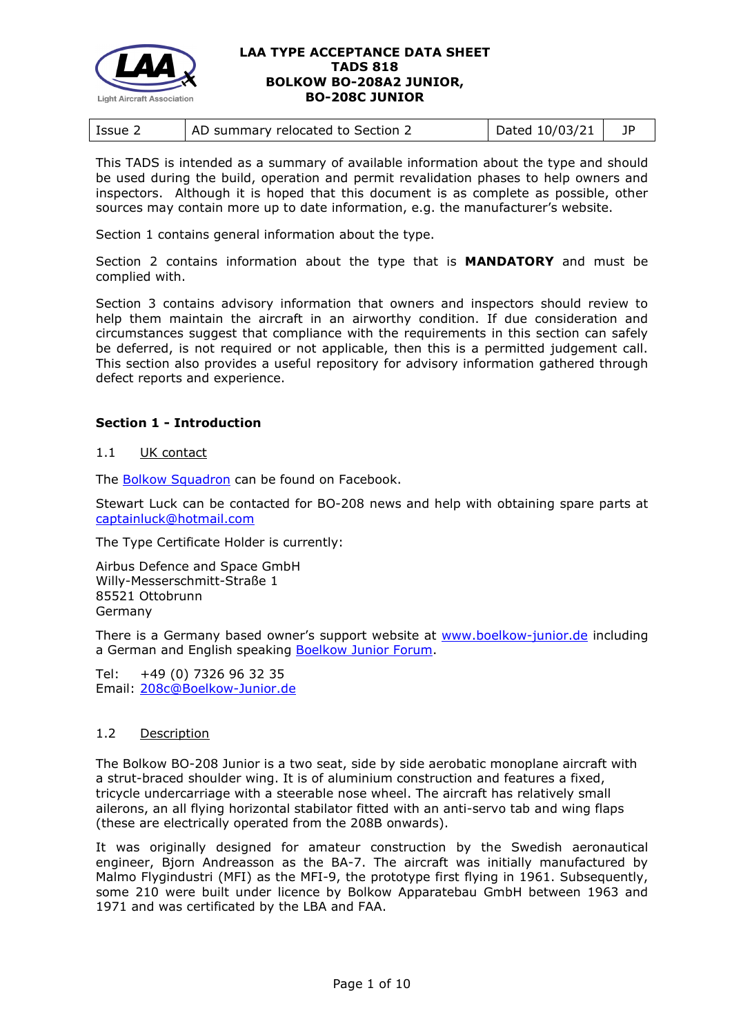**LAA TYPE ACCEPTANCE DATA SHEET**
**TADS 818**
**BOLKOW BO-208A2 JUNIOR,**
**BO-208C JUNIOR**

| Issue 2 | AD summary relocated to Section 2 | Dated 10/03/21 | JP |
|---|---|---|---|

This TADS is intended as a summary of available information about the type and should be used during the build, operation and permit revalidation phases to help owners and inspectors. Although it is hoped that this document is as complete as possible, other sources may contain more up to date information, e.g. the manufacturer's website.

Section 1 contains general information about the type.

Section 2 contains information about the type that is **MANDATORY** and must be complied with.

Section 3 contains advisory information that owners and inspectors should review to help them maintain the aircraft in an airworthy condition. If due consideration and circumstances suggest that compliance with the requirements in this section can safely be deferred, is not required or not applicable, then this is a permitted judgement call. This section also provides a useful repository for advisory information gathered through defect reports and experience.

## Section 1 - Introduction

### 1.1 UK contact

The Bolkow Squadron can be found on Facebook.

Stewart Luck can be contacted for BO-208 news and help with obtaining spare parts at captainluck@hotmail.com

The Type Certificate Holder is currently:

Airbus Defence and Space GmbH
Willy-Messerschmitt-Straße 1
85521 Ottobrunn
Germany

There is a Germany based owner's support website at www.boelkow-junior.de including a German and English speaking Boelkow Junior Forum.

Tel: +49 (0) 7326 96 32 35
Email: 208c@Boelkow-Junior.de

### 1.2 Description

The Bolkow BO-208 Junior is a two seat, side by side aerobatic monoplane aircraft with a strut-braced shoulder wing. It is of aluminium construction and features a fixed, tricycle undercarriage with a steerable nose wheel. The aircraft has relatively small ailerons, an all flying horizontal stabilator fitted with an anti-servo tab and wing flaps (these are electrically operated from the 208B onwards).

It was originally designed for amateur construction by the Swedish aeronautical engineer, Bjorn Andreasson as the BA-7. The aircraft was initially manufactured by Malmo Flygindustri (MFI) as the MFI-9, the prototype first flying in 1961. Subsequently, some 210 were built under licence by Bolkow Apparatebau GmbH between 1963 and 1971 and was certificated by the LBA and FAA.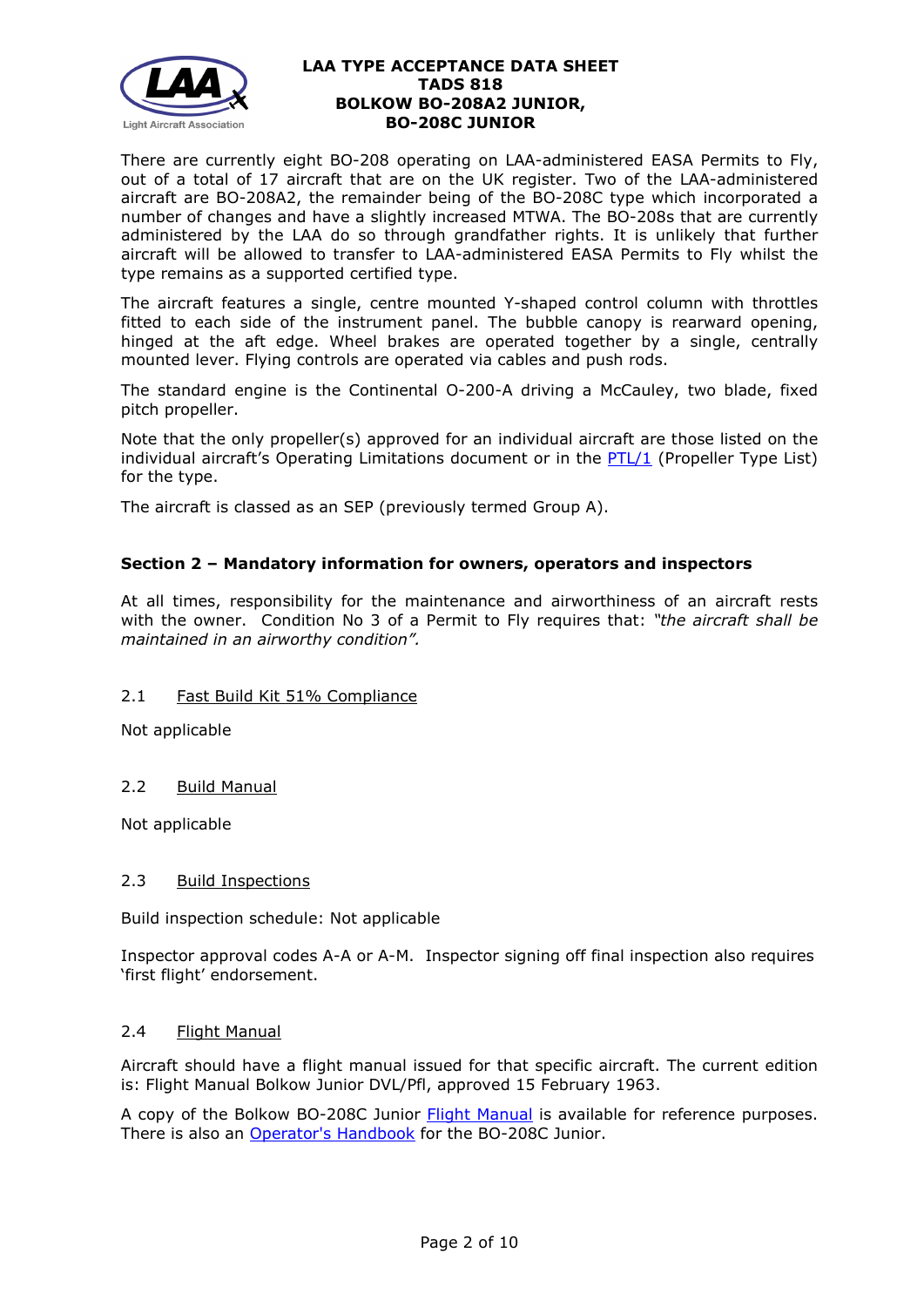There are currently eight BO-208 operating on LAA-administered EASA Permits to Fly, out of a total of 17 aircraft that are on the UK register. Two of the LAA-administered aircraft are BO-208A2, the remainder being of the BO-208C type which incorporated a number of changes and have a slightly increased MTWA. The BO-208s that are currently administered by the LAA do so through grandfather rights. It is unlikely that further aircraft will be allowed to transfer to LAA-administered EASA Permits to Fly whilst the type remains as a supported certified type.

The aircraft features a single, centre mounted Y-shaped control column with throttles fitted to each side of the instrument panel. The bubble canopy is rearward opening, hinged at the aft edge. Wheel brakes are operated together by a single, centrally mounted lever. Flying controls are operated via cables and push rods.

The standard engine is the Continental O-200-A driving a McCauley, two blade, fixed pitch propeller.

Note that the only propeller(s) approved for an individual aircraft are those listed on the individual aircraft's Operating Limitations document or in the PTL/1 (Propeller Type List) for the type.

The aircraft is classed as an SEP (previously termed Group A).

## Section 2 – Mandatory information for owners, operators and inspectors

At all times, responsibility for the maintenance and airworthiness of an aircraft rests with the owner. Condition No 3 of a Permit to Fly requires that: *"the aircraft shall be maintained in an airworthy condition".*

### 2.1 Fast Build Kit 51% Compliance

Not applicable

### 2.2 Build Manual

Not applicable

### 2.3 Build Inspections

Build inspection schedule: Not applicable

Inspector approval codes A-A or A-M. Inspector signing off final inspection also requires 'first flight' endorsement.

### 2.4 Flight Manual

Aircraft should have a flight manual issued for that specific aircraft. The current edition is: Flight Manual Bolkow Junior DVL/Pfl, approved 15 February 1963.

A copy of the Bolkow BO-208C Junior Flight Manual is available for reference purposes. There is also an Operator's Handbook for the BO-208C Junior.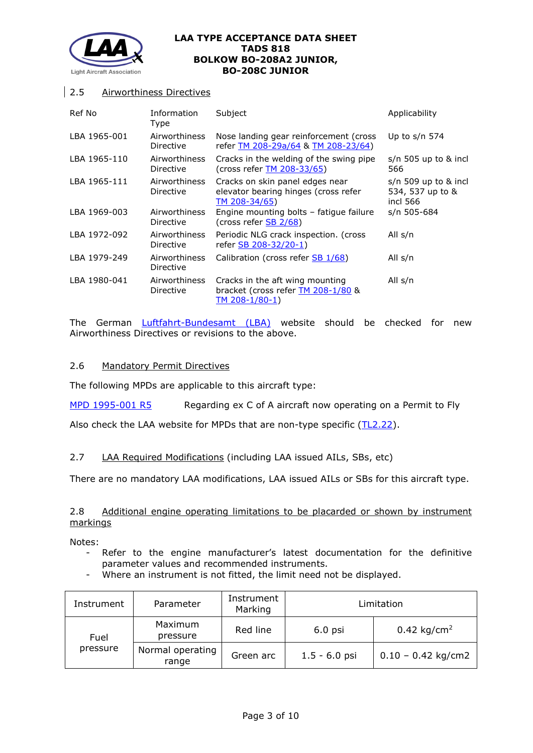## 2.5 Airworthiness Directives

| Ref No | Information Type | Subject | Applicability |
|---|---|---|---|
| LBA 1965-001 | Airworthiness Directive | Nose landing gear reinforcement (cross refer TM 208-29a/64 & TM 208-23/64) | Up to s/n 574 |
| LBA 1965-110 | Airworthiness Directive | Cracks in the welding of the swing pipe (cross refer TM 208-33/65) | s/n 505 up to & incl 566 |
| LBA 1965-111 | Airworthiness Directive | Cracks on skin panel edges near elevator bearing hinges (cross refer TM 208-34/65) | s/n 509 up to & incl 534, 537 up to & incl 566 |
| LBA 1969-003 | Airworthiness Directive | Engine mounting bolts – fatigue failure (cross refer SB 2/68) | s/n 505-684 |
| LBA 1972-092 | Airworthiness Directive | Periodic NLG crack inspection. (cross refer SB 208-32/20-1) | All s/n |
| LBA 1979-249 | Airworthiness Directive | Calibration (cross refer SB 1/68) | All s/n |
| LBA 1980-041 | Airworthiness Directive | Cracks in the aft wing mounting bracket (cross refer TM 208-1/80 & TM 208-1/80-1) | All s/n |

The German Luftfahrt-Bundesamt (LBA) website should be checked for new Airworthiness Directives or revisions to the above.

## 2.6 Mandatory Permit Directives

The following MPDs are applicable to this aircraft type:

MPD 1995-001 R5 Regarding ex C of A aircraft now operating on a Permit to Fly

Also check the LAA website for MPDs that are non-type specific (TL2.22).

## 2.7 LAA Required Modifications (including LAA issued AILs, SBs, etc)

There are no mandatory LAA modifications, LAA issued AILs or SBs for this aircraft type.

## 2.8 Additional engine operating limitations to be placarded or shown by instrument markings

Notes:
- Refer to the engine manufacturer's latest documentation for the definitive parameter values and recommended instruments.
- Where an instrument is not fitted, the limit need not be displayed.

| Instrument | Parameter | Instrument Marking | Limitation | |
|---|---|---|---|---|
| Fuel pressure | Maximum pressure | Red line | 6.0 psi | 0.42 kg/cm$^2$ |
| | Normal operating range | Green arc | 1.5 - 6.0 psi | 0.10 – 0.42 kg/cm2 |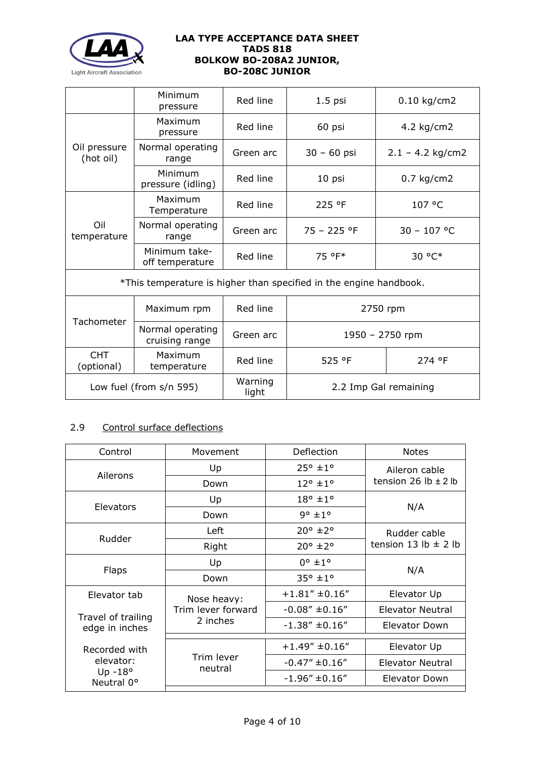| | | | | |
|---|---|---|---|---|
| | Minimum pressure | Red line | 1.5 psi | 0.10 kg/cm2 |
| Oil pressure (hot oil) | Maximum pressure | Red line | 60 psi | 4.2 kg/cm2 |
| | Normal operating range | Green arc | 30 – 60 psi | 2.1 – 4.2 kg/cm2 |
| | Minimum pressure (idling) | Red line | 10 psi | 0.7 kg/cm2 |
| Oil temperature | Maximum Temperature | Red line | 225 °F | 107 °C |
| | Normal operating range | Green arc | 75 – 225 °F | 30 – 107 °C |
| | Minimum take-off temperature | Red line | 75 °F* | 30 °C* |
| *This temperature is higher than specified in the engine handbook. | | | | |
| Tachometer | Maximum rpm | Red line | 2750 rpm | |
| | Normal operating cruising range | Green arc | 1950 – 2750 rpm | |
| CHT (optional) | Maximum temperature | Red line | 525 °F | 274 °F |
| Low fuel (from s/n 595) | | Warning light | 2.2 Imp Gal remaining | |

## 2.9 Control surface deflections

| Control | Movement | Deflection | Notes |
|---|---|---|---|
| Ailerons | Up | 25° ±1° | Aileron cable tension 26 lb ± 2 lb |
| | Down | 12° ±1° | |
| Elevators | Up | 18° ±1° | N/A |
| | Down | 9° ±1° | |
| Rudder | Left | 20° ±2° | Rudder cable tension 13 lb ± 2 lb |
| | Right | 20° ±2° | |
| Flaps | Up | 0° ±1° | N/A |
| | Down | 35° ±1° | |
| Elevator tab<br><br>Travel of trailing edge in inches<br><br>Recorded with elevator:<br>Up -18°<br>Neutral 0° | Nose heavy: Trim lever forward 2 inches | +1.81″ ±0.16″ | Elevator Up |
| | | -0.08″ ±0.16″ | Elevator Neutral |
| | | -1.38″ ±0.16″ | Elevator Down |
| | Trim lever neutral | +1.49″ ±0.16″ | Elevator Up |
| | | -0.47″ ±0.16″ | Elevator Neutral |
| | | -1.96″ ±0.16″ | Elevator Down |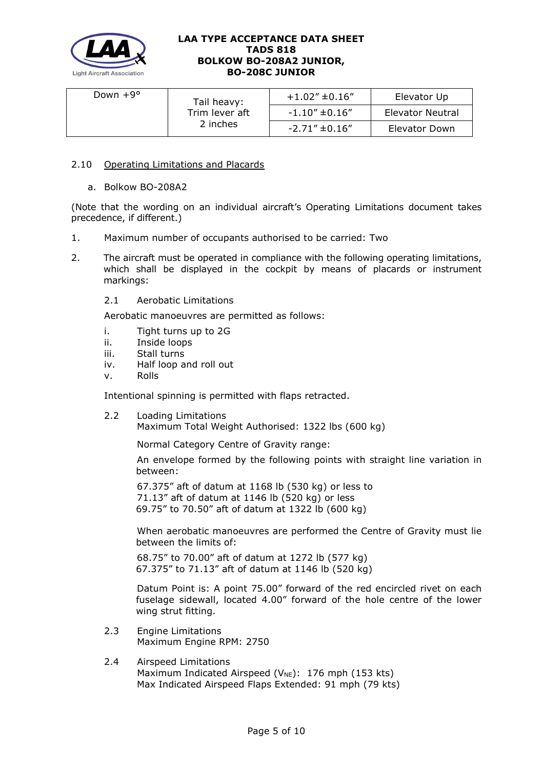| Down +9° | Tail heavy: Trim lever aft 2 inches | +1.02″ ±0.16″ | Elevator Up |
| --- | --- | --- | --- |
| | | -1.10″ ±0.16″ | Elevator Neutral |
| | | -2.71″ ±0.16″ | Elevator Down |

2.10 Operating Limitations and Placards

a. Bolkow BO-208A2

(Note that the wording on an individual aircraft's Operating Limitations document takes precedence, if different.)

1. Maximum number of occupants authorised to be carried: Two

2. The aircraft must be operated in compliance with the following operating limitations, which shall be displayed in the cockpit by means of placards or instrument markings:

2.1 Aerobatic Limitations

Aerobatic manoeuvres are permitted as follows:

i. Tight turns up to 2G
ii. Inside loops
iii. Stall turns
iv. Half loop and roll out
v. Rolls

Intentional spinning is permitted with flaps retracted.

2.2 Loading Limitations
Maximum Total Weight Authorised: 1322 lbs (600 kg)

Normal Category Centre of Gravity range:

An envelope formed by the following points with straight line variation in between:

67.375″ aft of datum at 1168 lb (530 kg) or less to
71.13″ aft of datum at 1146 lb (520 kg) or less
69.75″ to 70.50″ aft of datum at 1322 lb (600 kg)

When aerobatic manoeuvres are performed the Centre of Gravity must lie between the limits of:

68.75″ to 70.00″ aft of datum at 1272 lb (577 kg)
67.375″ to 71.13″ aft of datum at 1146 lb (520 kg)

Datum Point is: A point 75.00″ forward of the red encircled rivet on each fuselage sidewall, located 4.00″ forward of the hole centre of the lower wing strut fitting.

2.3 Engine Limitations
Maximum Engine RPM: 2750

2.4 Airspeed Limitations
Maximum Indicated Airspeed ($V_{NE}$): 176 mph (153 kts)
Max Indicated Airspeed Flaps Extended: 91 mph (79 kts)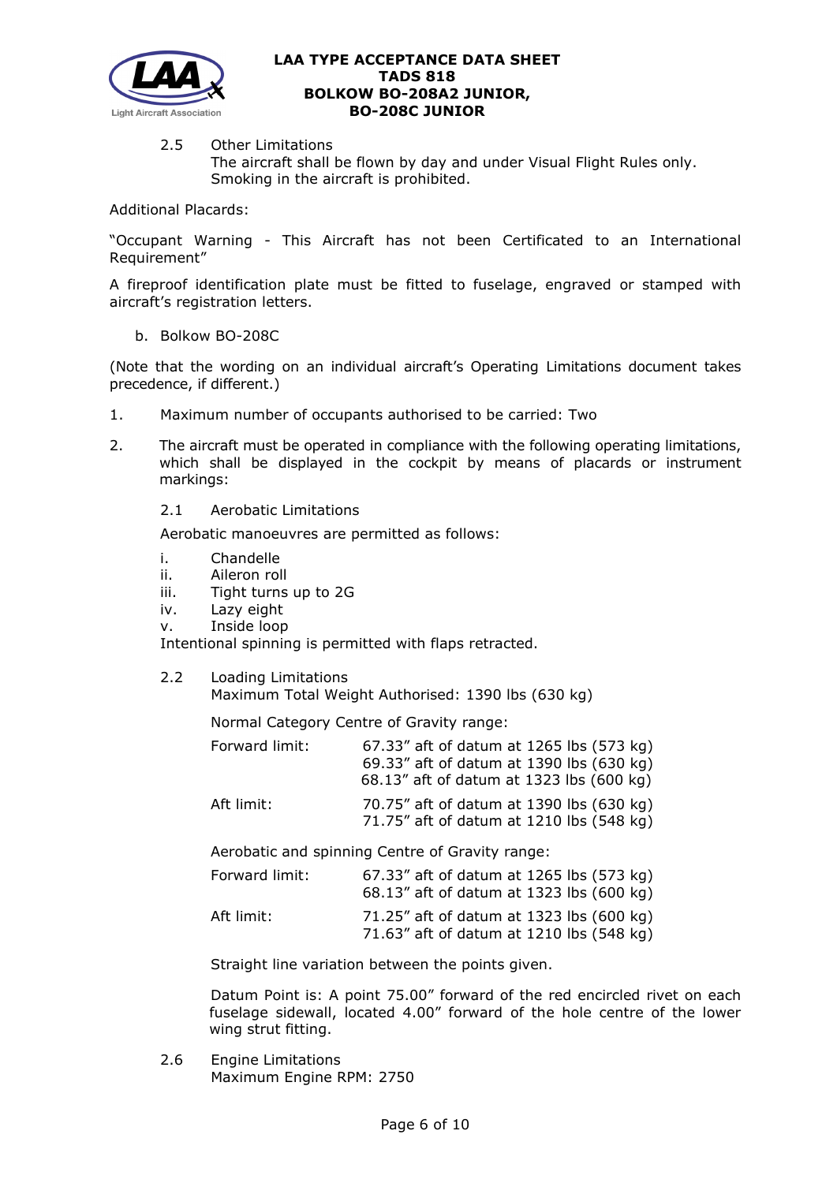2.5 Other Limitations
The aircraft shall be flown by day and under Visual Flight Rules only.
Smoking in the aircraft is prohibited.

Additional Placards:

"Occupant Warning - This Aircraft has not been Certificated to an International Requirement"

A fireproof identification plate must be fitted to fuselage, engraved or stamped with aircraft's registration letters.

b. Bolkow BO-208C

(Note that the wording on an individual aircraft's Operating Limitations document takes precedence, if different.)

1. Maximum number of occupants authorised to be carried: Two

2. The aircraft must be operated in compliance with the following operating limitations, which shall be displayed in the cockpit by means of placards or instrument markings:

2.1 Aerobatic Limitations

Aerobatic manoeuvres are permitted as follows:

i. Chandelle
ii. Aileron roll
iii. Tight turns up to 2G
iv. Lazy eight
v. Inside loop

Intentional spinning is permitted with flaps retracted.

2.2 Loading Limitations
Maximum Total Weight Authorised: 1390 lbs (630 kg)

Normal Category Centre of Gravity range:

| | |
|---|---|
| Forward limit: | 67.33" aft of datum at 1265 lbs (573 kg)<br>69.33" aft of datum at 1390 lbs (630 kg)<br>68.13" aft of datum at 1323 lbs (600 kg) |
| Aft limit: | 70.75" aft of datum at 1390 lbs (630 kg)<br>71.75" aft of datum at 1210 lbs (548 kg) |

Aerobatic and spinning Centre of Gravity range:

| | |
|---|---|
| Forward limit: | 67.33" aft of datum at 1265 lbs (573 kg)<br>68.13" aft of datum at 1323 lbs (600 kg) |
| Aft limit: | 71.25" aft of datum at 1323 lbs (600 kg)<br>71.63" aft of datum at 1210 lbs (548 kg) |

Straight line variation between the points given.

Datum Point is: A point 75.00" forward of the red encircled rivet on each fuselage sidewall, located 4.00" forward of the hole centre of the lower wing strut fitting.

2.6 Engine Limitations
Maximum Engine RPM: 2750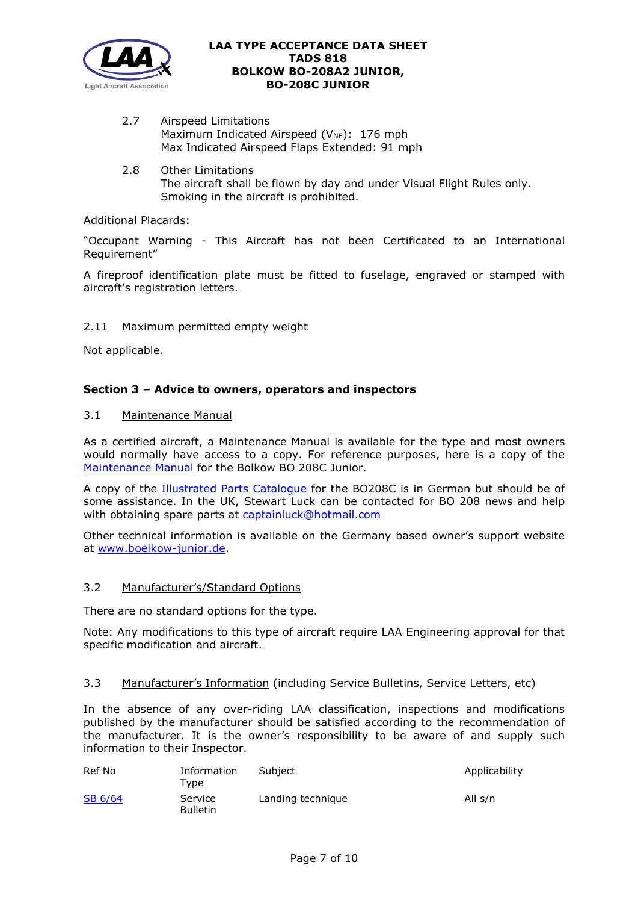2.7 Airspeed Limitations
Maximum Indicated Airspeed ($V_{NE}$): 176 mph
Max Indicated Airspeed Flaps Extended: 91 mph

2.8 Other Limitations
The aircraft shall be flown by day and under Visual Flight Rules only.
Smoking in the aircraft is prohibited.

Additional Placards:

"Occupant Warning - This Aircraft has not been Certificated to an International Requirement"

A fireproof identification plate must be fitted to fuselage, engraved or stamped with aircraft's registration letters.

2.11 Maximum permitted empty weight

Not applicable.

**Section 3 – Advice to owners, operators and inspectors**

3.1 Maintenance Manual

As a certified aircraft, a Maintenance Manual is available for the type and most owners would normally have access to a copy. For reference purposes, here is a copy of the Maintenance Manual for the Bolkow BO 208C Junior.

A copy of the Illustrated Parts Catalogue for the BO208C is in German but should be of some assistance. In the UK, Stewart Luck can be contacted for BO 208 news and help with obtaining spare parts at captainluck@hotmail.com

Other technical information is available on the Germany based owner's support website at www.boelkow-junior.de.

3.2 Manufacturer's/Standard Options

There are no standard options for the type.

Note: Any modifications to this type of aircraft require LAA Engineering approval for that specific modification and aircraft.

3.3 Manufacturer's Information (including Service Bulletins, Service Letters, etc)

In the absence of any over-riding LAA classification, inspections and modifications published by the manufacturer should be satisfied according to the recommendation of the manufacturer. It is the owner's responsibility to be aware of and supply such information to their Inspector.

| Ref No | Information Type | Subject | Applicability |
|---|---|---|---|
| SB 6/64 | Service Bulletin | Landing technique | All s/n |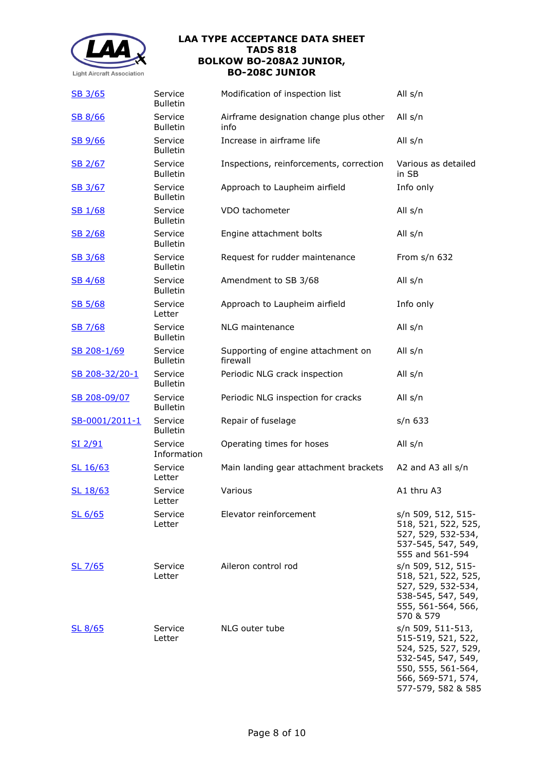| | | | |
|---|---|---|---|
| SB 3/65 | Service Bulletin | Modification of inspection list | All s/n |
| SB 8/66 | Service Bulletin | Airframe designation change plus other info | All s/n |
| SB 9/66 | Service Bulletin | Increase in airframe life | All s/n |
| SB 2/67 | Service Bulletin | Inspections, reinforcements, correction | Various as detailed in SB |
| SB 3/67 | Service Bulletin | Approach to Laupheim airfield | Info only |
| SB 1/68 | Service Bulletin | VDO tachometer | All s/n |
| SB 2/68 | Service Bulletin | Engine attachment bolts | All s/n |
| SB 3/68 | Service Bulletin | Request for rudder maintenance | From s/n 632 |
| SB 4/68 | Service Bulletin | Amendment to SB 3/68 | All s/n |
| SB 5/68 | Service Letter | Approach to Laupheim airfield | Info only |
| SB 7/68 | Service Bulletin | NLG maintenance | All s/n |
| SB 208-1/69 | Service Bulletin | Supporting of engine attachment on firewall | All s/n |
| SB 208-32/20-1 | Service Bulletin | Periodic NLG crack inspection | All s/n |
| SB 208-09/07 | Service Bulletin | Periodic NLG inspection for cracks | All s/n |
| SB-0001/2011-1 | Service Bulletin | Repair of fuselage | s/n 633 |
| SI 2/91 | Service Information | Operating times for hoses | All s/n |
| SL 16/63 | Service Letter | Main landing gear attachment brackets | A2 and A3 all s/n |
| SL 18/63 | Service Letter | Various | A1 thru A3 |
| SL 6/65 | Service Letter | Elevator reinforcement | s/n 509, 512, 515-518, 521, 522, 525, 527, 529, 532-534, 537-545, 547, 549, 555 and 561-594 |
| SL 7/65 | Service Letter | Aileron control rod | s/n 509, 512, 515-518, 521, 522, 525, 527, 529, 532-534, 538-545, 547, 549, 555, 561-564, 566, 570 & 579 |
| SL 8/65 | Service Letter | NLG outer tube | s/n 509, 511-513, 515-519, 521, 522, 524, 525, 527, 529, 532-545, 547, 549, 550, 555, 561-564, 566, 569-571, 574, 577-579, 582 & 585 |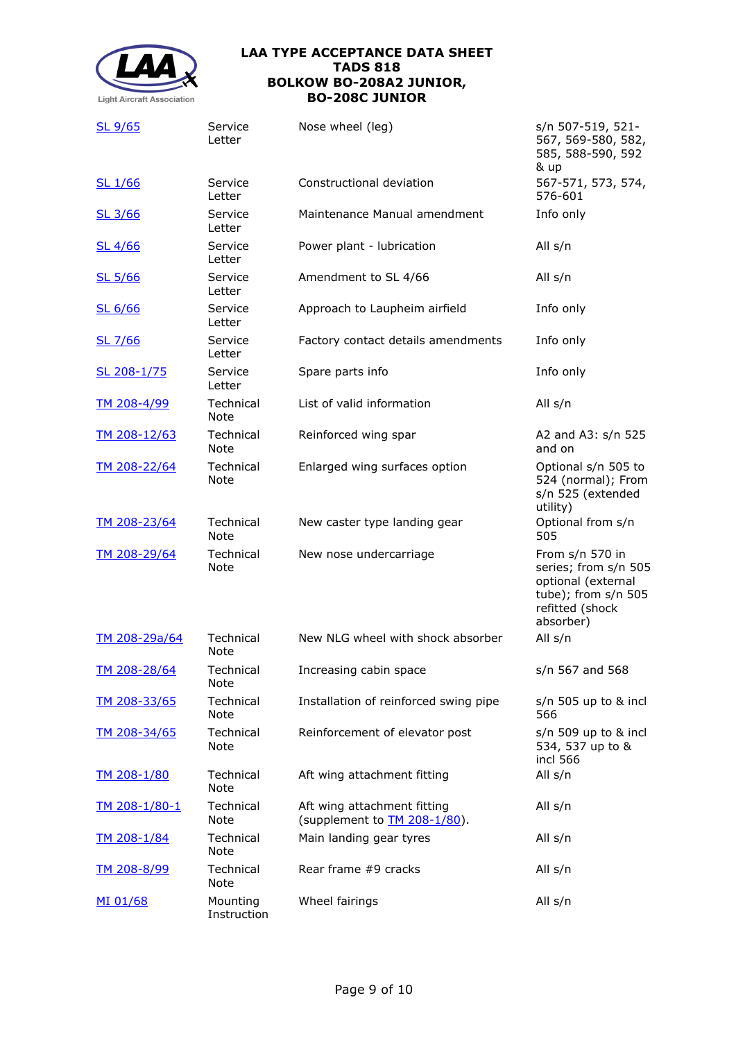| | | | |
|---|---|---|---|
| SL 9/65 | Service Letter | Nose wheel (leg) | s/n 507-519, 521-567, 569-580, 582, 585, 588-590, 592 & up |
| SL 1/66 | Service Letter | Constructional deviation | 567-571, 573, 574, 576-601 |
| SL 3/66 | Service Letter | Maintenance Manual amendment | Info only |
| SL 4/66 | Service Letter | Power plant - lubrication | All s/n |
| SL 5/66 | Service Letter | Amendment to SL 4/66 | All s/n |
| SL 6/66 | Service Letter | Approach to Laupheim airfield | Info only |
| SL 7/66 | Service Letter | Factory contact details amendments | Info only |
| SL 208-1/75 | Service Letter | Spare parts info | Info only |
| TM 208-4/99 | Technical Note | List of valid information | All s/n |
| TM 208-12/63 | Technical Note | Reinforced wing spar | A2 and A3: s/n 525 and on |
| TM 208-22/64 | Technical Note | Enlarged wing surfaces option | Optional s/n 505 to 524 (normal); From s/n 525 (extended utility) |
| TM 208-23/64 | Technical Note | New caster type landing gear | Optional from s/n 505 |
| TM 208-29/64 | Technical Note | New nose undercarriage | From s/n 570 in series; from s/n 505 optional (external tube); from s/n 505 refitted (shock absorber) |
| TM 208-29a/64 | Technical Note | New NLG wheel with shock absorber | All s/n |
| TM 208-28/64 | Technical Note | Increasing cabin space | s/n 567 and 568 |
| TM 208-33/65 | Technical Note | Installation of reinforced swing pipe | s/n 505 up to & incl 566 |
| TM 208-34/65 | Technical Note | Reinforcement of elevator post | s/n 509 up to & incl 534, 537 up to & incl 566 |
| TM 208-1/80 | Technical Note | Aft wing attachment fitting | All s/n |
| TM 208-1/80-1 | Technical Note | Aft wing attachment fitting (supplement to TM 208-1/80). | All s/n |
| TM 208-1/84 | Technical Note | Main landing gear tyres | All s/n |
| TM 208-8/99 | Technical Note | Rear frame #9 cracks | All s/n |
| MI 01/68 | Mounting Instruction | Wheel fairings | All s/n |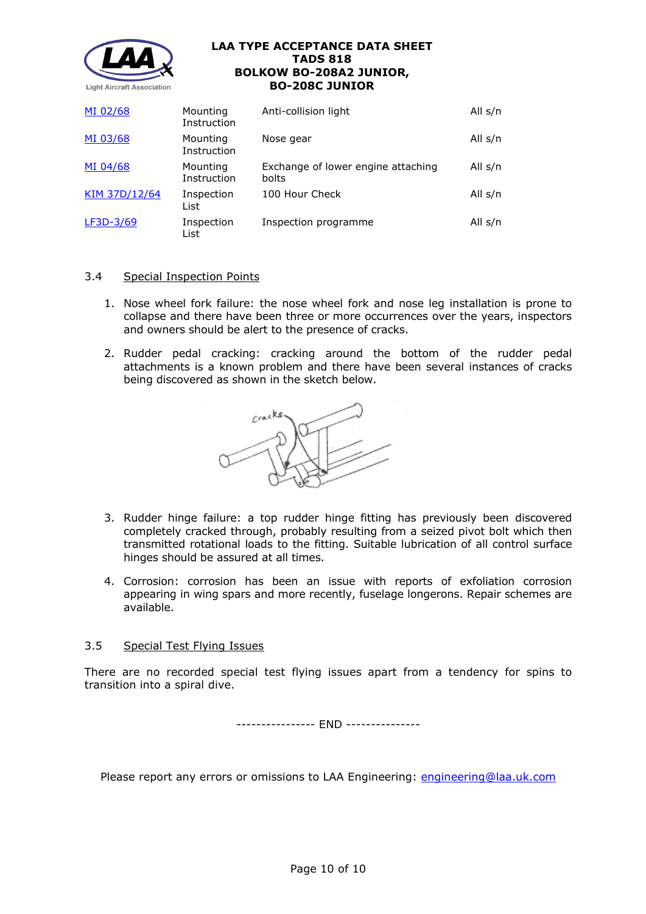| | | | |
|---|---|---|---|
| MI 02/68 | Mounting Instruction | Anti-collision light | All s/n |
| MI 03/68 | Mounting Instruction | Nose gear | All s/n |
| MI 04/68 | Mounting Instruction | Exchange of lower engine attaching bolts | All s/n |
| KIM 37D/12/64 | Inspection List | 100 Hour Check | All s/n |
| LF3D-3/69 | Inspection List | Inspection programme | All s/n |

### 3.4 Special Inspection Points

1. Nose wheel fork failure: the nose wheel fork and nose leg installation is prone to collapse and there have been three or more occurrences over the years, inspectors and owners should be alert to the presence of cracks.

2. Rudder pedal cracking: cracking around the bottom of the rudder pedal attachments is a known problem and there have been several instances of cracks being discovered as shown in the sketch below.

Cracks

3. Rudder hinge failure: a top rudder hinge fitting has previously been discovered completely cracked through, probably resulting from a seized pivot bolt which then transmitted rotational loads to the fitting. Suitable lubrication of all control surface hinges should be assured at all times.

4. Corrosion: corrosion has been an issue with reports of exfoliation corrosion appearing in wing spars and more recently, fuselage longerons. Repair schemes are available.

### 3.5 Special Test Flying Issues

There are no recorded special test flying issues apart from a tendency for spins to transition into a spiral dive.

---------------- END ---------------

Please report any errors or omissions to LAA Engineering: engineering@laa.uk.com